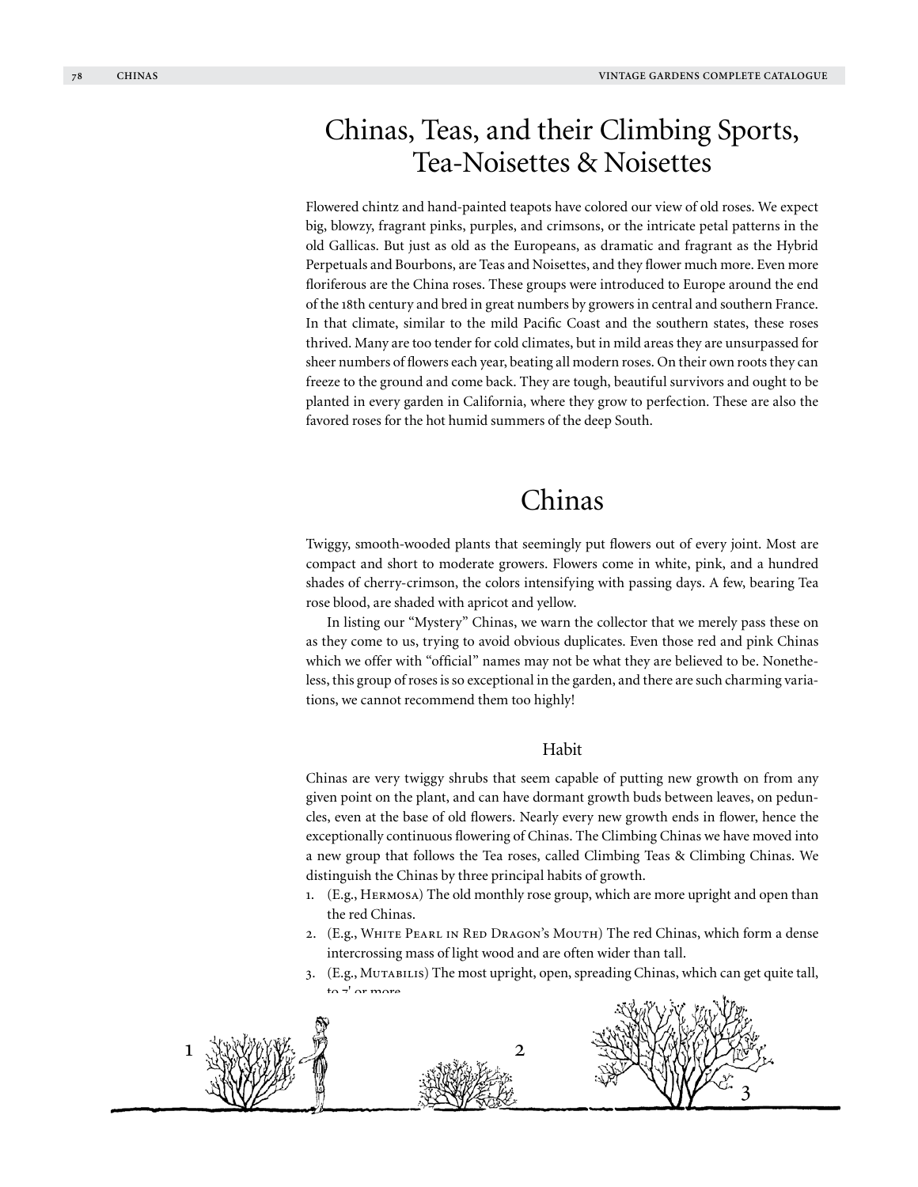# Chinas, Teas, and their Climbing Sports, Tea-Noisettes & Noisettes

Flowered chintz and hand-painted teapots have colored our view of old roses. We expect big, blowzy, fragrant pinks, purples, and crimsons, or the intricate petal patterns in the old Gallicas. But just as old as the Europeans, as dramatic and fragrant as the Hybrid Perpetuals and Bourbons, are Teas and Noisettes, and they flower much more. Even more floriferous are the China roses. These groups were introduced to Europe around the end of the 18th century and bred in great numbers by growers in central and southern France. In that climate, similar to the mild Pacific Coast and the southern states, these roses thrived. Many are too tender for cold climates, but in mild areas they are unsurpassed for sheer numbers of flowers each year, beating all modern roses. On their own roots they can freeze to the ground and come back. They are tough, beautiful survivors and ought to be planted in every garden in California, where they grow to perfection. These are also the favored roses for the hot humid summers of the deep South.

# Chinas

Twiggy, smooth-wooded plants that seemingly put flowers out of every joint. Most are compact and short to moderate growers. Flowers come in white, pink, and a hundred shades of cherry-crimson, the colors intensifying with passing days. A few, bearing Tea rose blood, are shaded with apricot and yellow.

In listing our "Mystery" Chinas, we warn the collector that we merely pass these on as they come to us, trying to avoid obvious duplicates. Even those red and pink Chinas which we offer with "official" names may not be what they are believed to be. Nonetheless, this group of roses is so exceptional in the garden, and there are such charming variations, we cannot recommend them too highly!

## Habit

Chinas are very twiggy shrubs that seem capable of putting new growth on from any given point on the plant, and can have dormant growth buds between leaves, on peduncles, even at the base of old flowers. Nearly every new growth ends in flower, hence the exceptionally continuous flowering of Chinas. The Climbing Chinas we have moved into a new group that follows the Tea roses, called Climbing Teas & Climbing Chinas. We distinguish the Chinas by three principal habits of growth.

1. (E.g., Hermosa) The old monthly rose group, which are more upright and open than the red Chinas.
2. (E.g., White Pearl in Red Dragon's Mouth) The red Chinas, which form a dense intercrossing mass of light wood and are often wider than tall.
3. (E.g., Mutabilis) The most upright, open, spreading Chinas, which can get quite tall, to 7′ or more.

1 2 3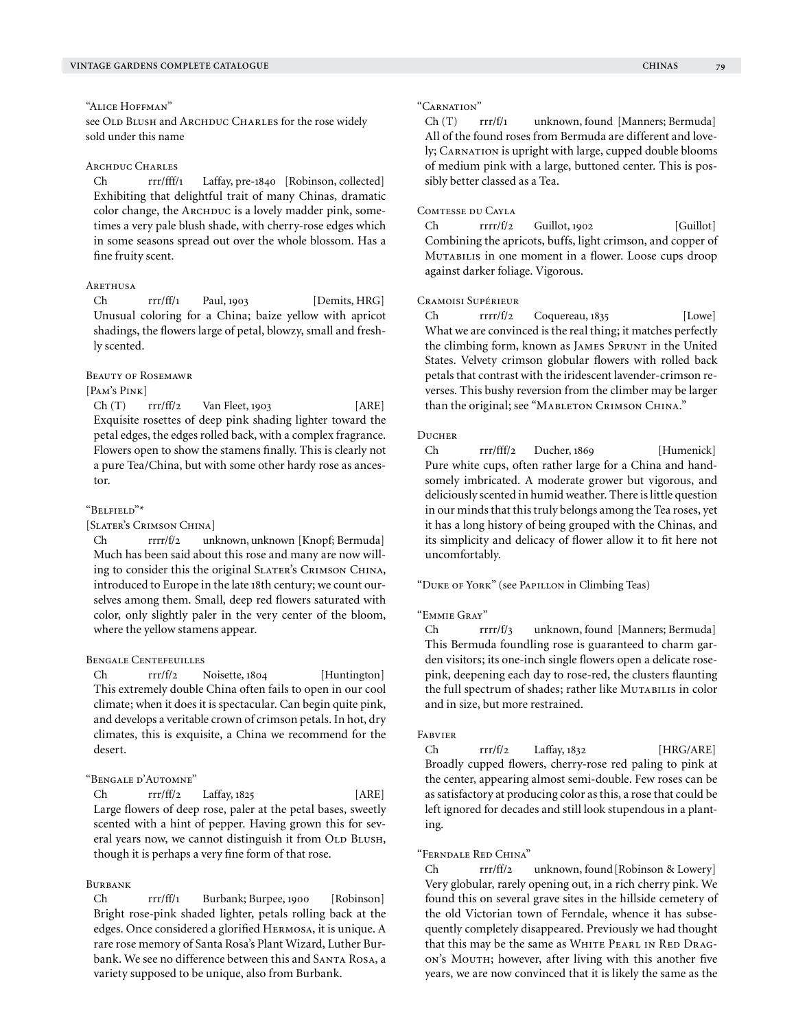### "Alice Hoffman"

see Old Blush and Archduc Charles for the rose widely sold under this name

### Archduc Charles

Ch rrr/fff/1 Laffay, pre-1840 [Robinson, collected]

Exhibiting that delightful trait of many Chinas, dramatic color change, the Archduc is a lovely madder pink, sometimes a very pale blush shade, with cherry-rose edges which in some seasons spread out over the whole blossom. Has a fine fruity scent.

### Arethusa

Ch rrr/ff/1 Paul, 1903 [Demits, HRG]

Unusual coloring for a China; baize yellow with apricot shadings, the flowers large of petal, blowzy, small and freshly scented.

### Beauty of Rosemawr

[Pam's Pink]

Ch (T) rrr/ff/2 Van Fleet, 1903 [ARE]

Exquisite rosettes of deep pink shading lighter toward the petal edges, the edges rolled back, with a complex fragrance. Flowers open to show the stamens finally. This is clearly not a pure Tea/China, but with some other hardy rose as ancestor.

### "Belfield"*

[Slater's Crimson China]

Ch rrrr/f/2 unknown, unknown [Knopf; Bermuda]

Much has been said about this rose and many are now willing to consider this the original Slater's Crimson China, introduced to Europe in the late 18th century; we count ourselves among them. Small, deep red flowers saturated with color, only slightly paler in the very center of the bloom, where the yellow stamens appear.

### Bengale Centefeuilles

Ch rrr/f/2 Noisette, 1804 [Huntington]

This extremely double China often fails to open in our cool climate; when it does it is spectacular. Can begin quite pink, and develops a veritable crown of crimson petals. In hot, dry climates, this is exquisite, a China we recommend for the desert.

### "Bengale d'Automne"

Ch rrr/ff/2 Laffay, 1825 [ARE]

Large flowers of deep rose, paler at the petal bases, sweetly scented with a hint of pepper. Having grown this for several years now, we cannot distinguish it from Old Blush, though it is perhaps a very fine form of that rose.

### Burbank

Ch rrr/ff/1 Burbank; Burpee, 1900 [Robinson]

Bright rose-pink shaded lighter, petals rolling back at the edges. Once considered a glorified Hermosa, it is unique. A rare rose memory of Santa Rosa's Plant Wizard, Luther Burbank. We see no difference between this and Santa Rosa, a variety supposed to be unique, also from Burbank.

### "Carnation"

Ch (T) rrr/f/1 unknown, found [Manners; Bermuda]

All of the found roses from Bermuda are different and lovely; Carnation is upright with large, cupped double blooms of medium pink with a large, buttoned center. This is possibly better classed as a Tea.

### Comtesse du Cayla

Ch rrrr/f/2 Guillot, 1902 [Guillot]

Combining the apricots, buffs, light crimson, and copper of Mutabilis in one moment in a flower. Loose cups droop against darker foliage. Vigorous.

### Cramoisi Supérieur

Ch rrrr/f/2 Coquereau, 1835 [Lowe]

What we are convinced is the real thing; it matches perfectly the climbing form, known as James Sprunt in the United States. Velvety crimson globular flowers with rolled back petals that contrast with the iridescent lavender-crimson reverses. This bushy reversion from the climber may be larger than the original; see "Mableton Crimson China."

### Ducher

Ch rrr/fff/2 Ducher, 1869 [Humenick]

Pure white cups, often rather large for a China and handsomely imbricated. A moderate grower but vigorous, and deliciously scented in humid weather. There is little question in our minds that this truly belongs among the Tea roses, yet it has a long history of being grouped with the Chinas, and its simplicity and delicacy of flower allow it to fit here not uncomfortably.

"Duke of York" (see Papillon in Climbing Teas)

### "Emmie Gray"

Ch rrrr/f/3 unknown, found [Manners; Bermuda]

This Bermuda foundling rose is guaranteed to charm garden visitors; its one-inch single flowers open a delicate rose-pink, deepening each day to rose-red, the clusters flaunting the full spectrum of shades; rather like Mutabilis in color and in size, but more restrained.

### Fabvier

Ch rrr/f/2 Laffay, 1832 [HRG/ARE]

Broadly cupped flowers, cherry-rose red paling to pink at the center, appearing almost semi-double. Few roses can be as satisfactory at producing color as this, a rose that could be left ignored for decades and still look stupendous in a planting.

### "Ferndale Red China"

Ch rrr/ff/2 unknown, found [Robinson & Lowery]

Very globular, rarely opening out, in a rich cherry pink. We found this on several grave sites in the hillside cemetery of the old Victorian town of Ferndale, whence it has subsequently completely disappeared. Previously we had thought that this may be the same as White Pearl in Red Dragon's Mouth; however, after living with this another five years, we are now convinced that it is likely the same as the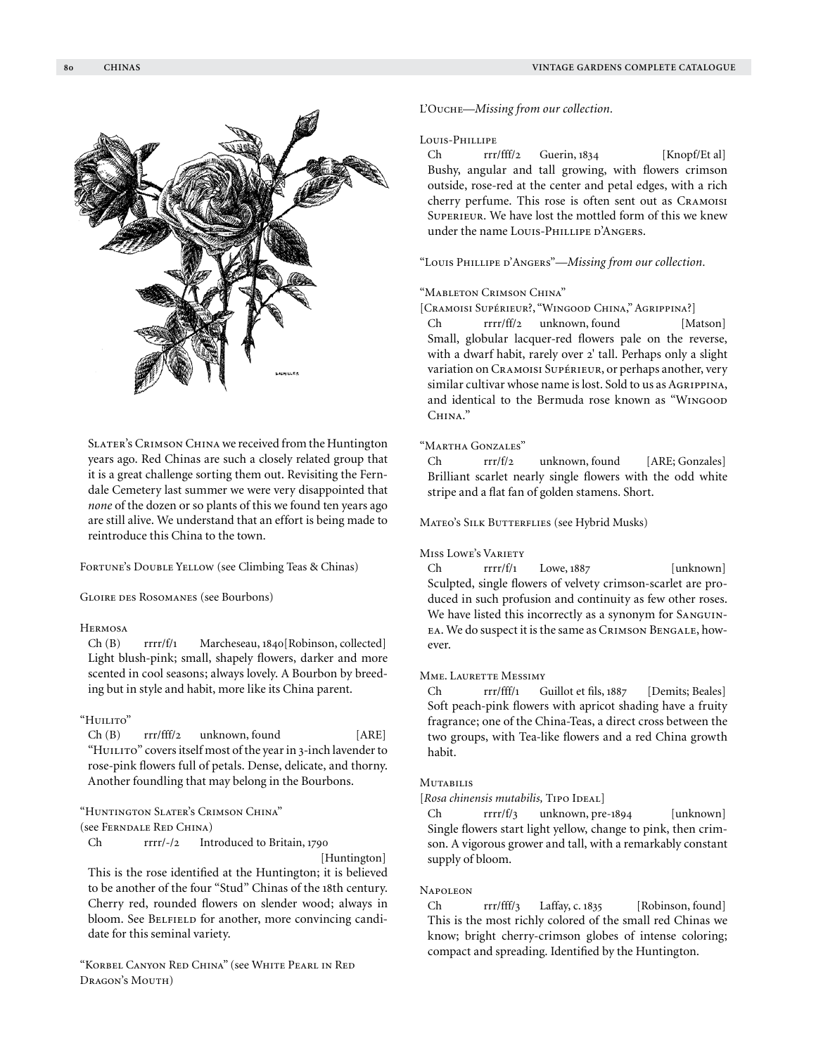Slater's Crimson China we received from the Huntington years ago. Red Chinas are such a closely related group that it is a great challenge sorting them out. Revisiting the Ferndale Cemetery last summer we were very disappointed that *none* of the dozen or so plants of this we found ten years ago are still alive. We understand that an effort is being made to reintroduce this China to the town.

Fortune's Double Yellow (see Climbing Teas & Chinas)

Gloire des Rosomanes (see Bourbons)

Hermosa
Ch (B) rrrr/f/1 Marcheseau, 1840 [Robinson, collected]
Light blush-pink; small, shapely flowers, darker and more scented in cool seasons; always lovely. A Bourbon by breeding but in style and habit, more like its China parent.

"Huilito"
Ch (B) rrr/fff/2 unknown, found [ARE]
"Huilito" covers itself most of the year in 3-inch lavender to rose-pink flowers full of petals. Dense, delicate, and thorny. Another foundling that may belong in the Bourbons.

"Huntington Slater's Crimson China"
(see Ferndale Red China)
Ch rrrr/-/2 Introduced to Britain, 1790 [Huntington]
This is the rose identified at the Huntington; it is believed to be another of the four "Stud" Chinas of the 18th century. Cherry red, rounded flowers on slender wood; always in bloom. See Belfield for another, more convincing candidate for this seminal variety.

"Korbel Canyon Red China" (see White Pearl in Red Dragon's Mouth)

L'Ouche—*Missing from our collection.*

Louis-Phillipe
Ch rrr/fff/2 Guerin, 1834 [Knopf/Et al]
Bushy, angular and tall growing, with flowers crimson outside, rose-red at the center and petal edges, with a rich cherry perfume. This rose is often sent out as Cramoisi Superieur. We have lost the mottled form of this we knew under the name Louis-Phillipe d'Angers.

"Louis Phillipe d'Angers"—*Missing from our collection.*

"Mableton Crimson China"
[Cramoisi Supérieur?, "Wingood China," Agrippina?]
Ch rrrr/ff/2 unknown, found [Matson]
Small, globular lacquer-red flowers pale on the reverse, with a dwarf habit, rarely over 2' tall. Perhaps only a slight variation on Cramoisi Supérieur, or perhaps another, very similar cultivar whose name is lost. Sold to us as Agrippina, and identical to the Bermuda rose known as "Wingood China."

"Martha Gonzales"
Ch rrr/f/2 unknown, found [ARE; Gonzales]
Brilliant scarlet nearly single flowers with the odd white stripe and a flat fan of golden stamens. Short.

Mateo's Silk Butterflies (see Hybrid Musks)

Miss Lowe's Variety
Ch rrrr/f/1 Lowe, 1887 [unknown]
Sculpted, single flowers of velvety crimson-scarlet are produced in such profusion and continuity as few other roses. We have listed this incorrectly as a synonym for Sanguinea. We do suspect it is the same as Crimson Bengale, however.

Mme. Laurette Messimy
Ch rrr/fff/1 Guillot et fils, 1887 [Demits; Beales]
Soft peach-pink flowers with apricot shading have a fruity fragrance; one of the China-Teas, a direct cross between the two groups, with Tea-like flowers and a red China growth habit.

Mutabilis
[*Rosa chinensis mutabilis,* Tipo Ideal]
Ch rrrr/f/3 unknown, pre-1894 [unknown]
Single flowers start light yellow, change to pink, then crimson. A vigorous grower and tall, with a remarkably constant supply of bloom.

Napoleon
Ch rrr/fff/3 Laffay, c. 1835 [Robinson, found]
This is the most richly colored of the small red Chinas we know; bright cherry-crimson globes of intense coloring; compact and spreading. Identified by the Huntington.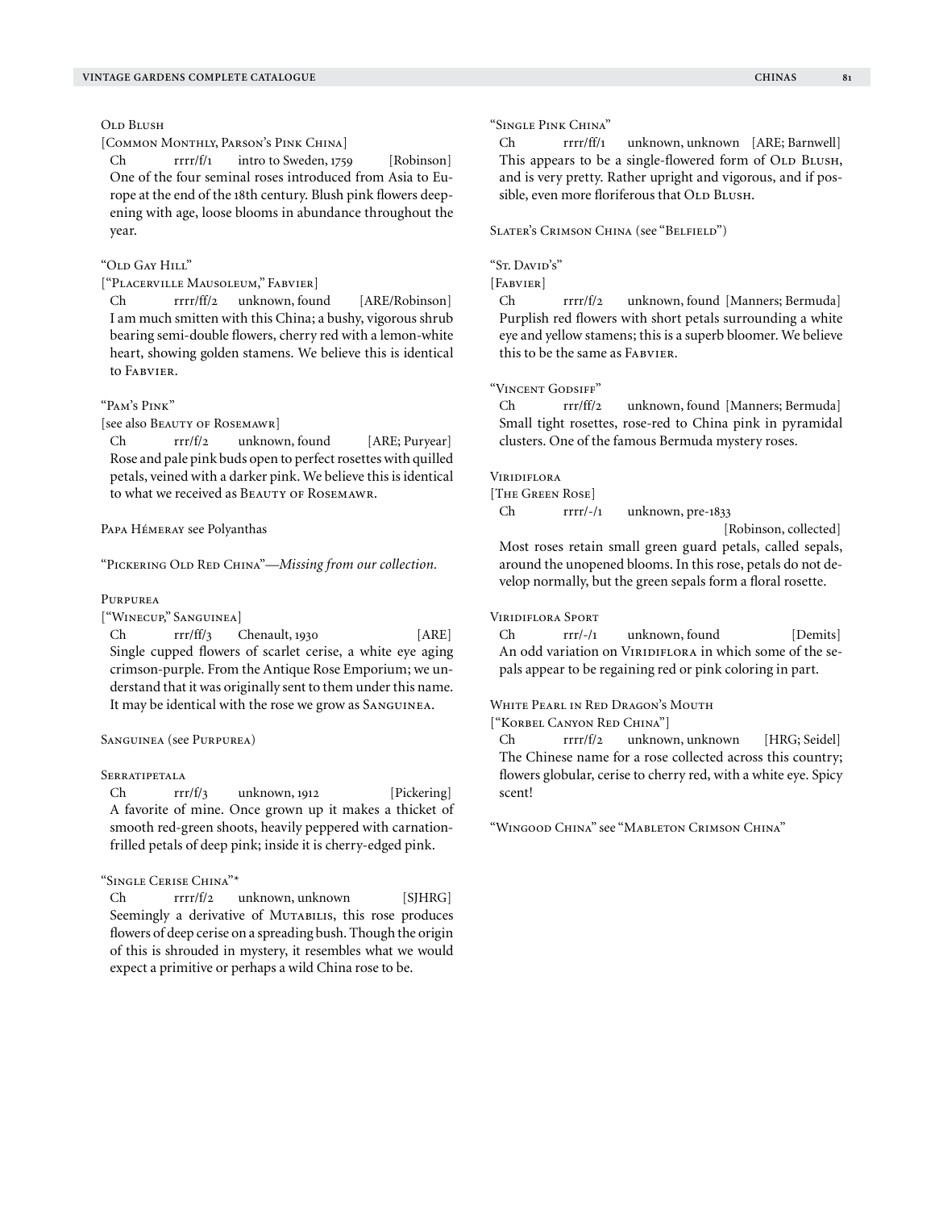Old Blush

[Common Monthly, Parson's Pink China]

Ch rrrr/f/1 intro to Sweden, 1759 [Robinson]

One of the four seminal roses introduced from Asia to Europe at the end of the 18th century. Blush pink flowers deepening with age, loose blooms in abundance throughout the year.

"Old Gay Hill"

["Placerville Mausoleum," Fabvier]

Ch rrrr/ff/2 unknown, found [ARE/Robinson]

I am much smitten with this China; a bushy, vigorous shrub bearing semi-double flowers, cherry red with a lemon-white heart, showing golden stamens. We believe this is identical to Fabvier.

"Pam's Pink"

[see also Beauty of Rosemawr]

Ch rrr/f/2 unknown, found [ARE; Puryear]

Rose and pale pink buds open to perfect rosettes with quilled petals, veined with a darker pink. We believe this is identical to what we received as Beauty of Rosemawr.

Papa Hémeray see Polyanthas

"Pickering Old Red China"—*Missing from our collection.*

Purpurea

["Winecup," Sanguinea]

Ch rrr/ff/3 Chenault, 1930 [ARE]

Single cupped flowers of scarlet cerise, a white eye aging crimson-purple. From the Antique Rose Emporium; we understand that it was originally sent to them under this name. It may be identical with the rose we grow as Sanguinea.

Sanguinea (see Purpurea)

Serratipetala

Ch rrr/f/3 unknown, 1912 [Pickering]

A favorite of mine. Once grown up it makes a thicket of smooth red-green shoots, heavily peppered with carnation-frilled petals of deep pink; inside it is cherry-edged pink.

"Single Cerise China"*

Ch rrrr/f/2 unknown, unknown [SJHRG]

Seemingly a derivative of Mutabilis, this rose produces flowers of deep cerise on a spreading bush. Though the origin of this is shrouded in mystery, it resembles what we would expect a primitive or perhaps a wild China rose to be.

"Single Pink China"

Ch rrrr/ff/1 unknown, unknown [ARE; Barnwell]

This appears to be a single-flowered form of Old Blush, and is very pretty. Rather upright and vigorous, and if possible, even more floriferous that Old Blush.

Slater's Crimson China (see "Belfield")

"St. David's"

[Fabvier]

Ch rrrr/f/2 unknown, found [Manners; Bermuda]

Purplish red flowers with short petals surrounding a white eye and yellow stamens; this is a superb bloomer. We believe this to be the same as Fabvier.

"Vincent Godsiff"

Ch rrr/ff/2 unknown, found [Manners; Bermuda]

Small tight rosettes, rose-red to China pink in pyramidal clusters. One of the famous Bermuda mystery roses.

Viridiflora

[The Green Rose]

Ch rrrr/-/1 unknown, pre-1833 [Robinson, collected]

Most roses retain small green guard petals, called sepals, around the unopened blooms. In this rose, petals do not develop normally, but the green sepals form a floral rosette.

Viridiflora Sport

Ch rrr/-/1 unknown, found [Demits]

An odd variation on Viridiflora in which some of the sepals appear to be regaining red or pink coloring in part.

White Pearl in Red Dragon's Mouth

["Korbel Canyon Red China"]

Ch rrrr/f/2 unknown, unknown [HRG; Seidel]

The Chinese name for a rose collected across this country; flowers globular, cerise to cherry red, with a white eye. Spicy scent!

"Wingood China" see "Mableton Crimson China"